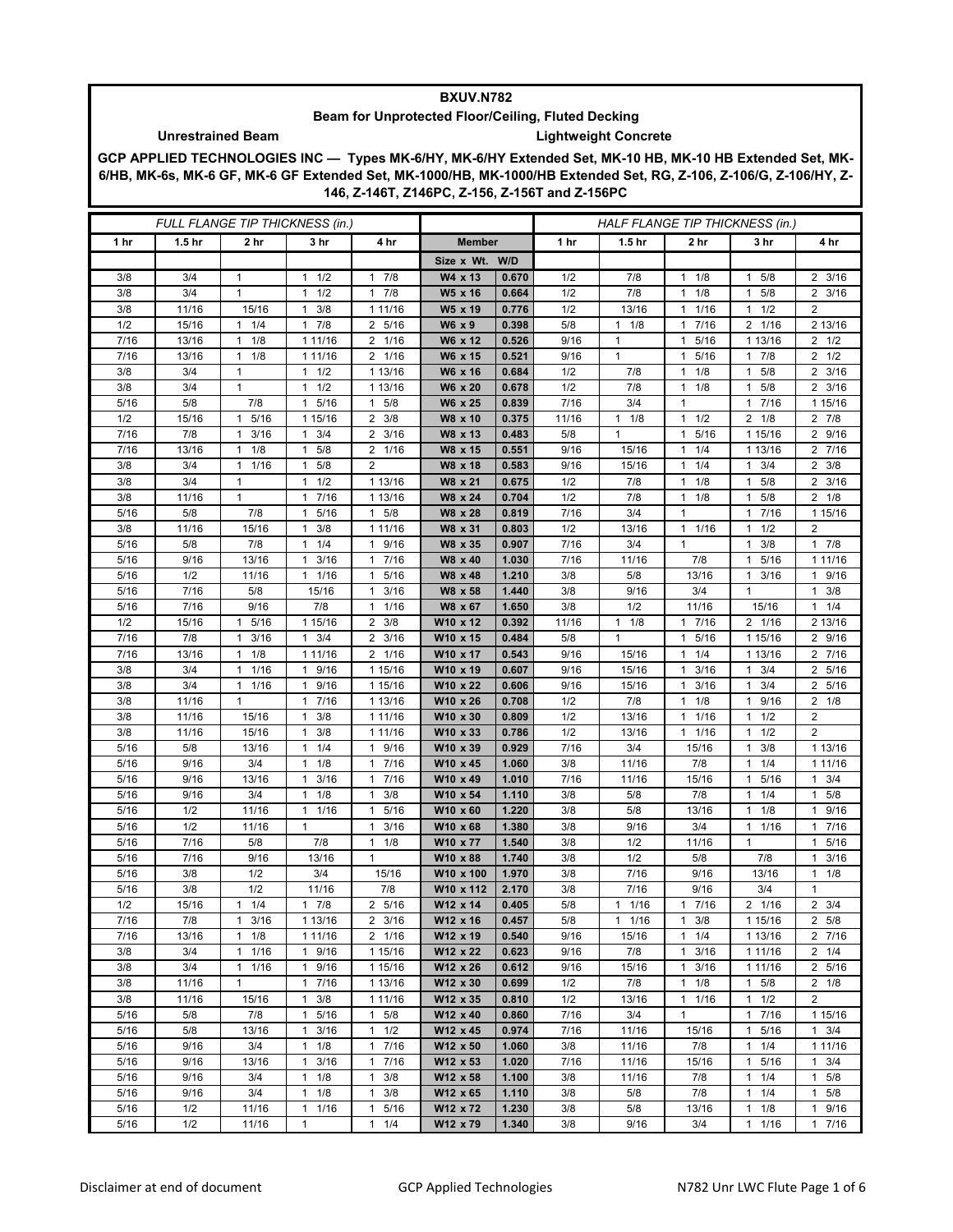# BXUV.N782

## Beam for Unprotected Floor/Ceiling, Fluted Decking

**Unrestrained Beam** **Lightweight Concrete**

**GCP APPLIED TECHNOLOGIES INC — Types MK-6/HY, MK-6/HY Extended Set, MK-10 HB, MK-10 HB Extended Set, MK-6/HB, MK-6s, MK-6 GF, MK-6 GF Extended Set, MK-1000/HB, MK-1000/HB Extended Set, RG, Z-106, Z-106/G, Z-106/HY, Z-146, Z-146T, Z146PC, Z-156, Z-156T and Z-156PC**

| FULL FLANGE TIP THICKNESS (in.) | | | | | | | HALF FLANGE TIP THICKNESS (in.) | | | | |
|---|---|---|---|---|---|---|---|---|---|---|---|
| 1 hr | 1.5 hr | 2 hr | 3 hr | 4 hr | Member | | 1 hr | 1.5 hr | 2 hr | 3 hr | 4 hr |
| | | | | | Size x Wt. | W/D | | | | | |
| 3/8 | 3/4 | 1 | 1 1/2 | 1 7/8 | W4 x 13 | 0.670 | 1/2 | 7/8 | 1 1/8 | 1 5/8 | 2 3/16 |
| 3/8 | 3/4 | 1 | 1 1/2 | 1 7/8 | W5 x 16 | 0.664 | 1/2 | 7/8 | 1 1/8 | 1 5/8 | 2 3/16 |
| 3/8 | 11/16 | 15/16 | 1 3/8 | 1 11/16 | W5 x 19 | 0.776 | 1/2 | 13/16 | 1 1/16 | 1 1/2 | 2 |
| 1/2 | 15/16 | 1 1/4 | 1 7/8 | 2 5/16 | W6 x 9 | 0.398 | 5/8 | 1 1/8 | 1 7/16 | 2 1/16 | 2 13/16 |
| 7/16 | 13/16 | 1 1/8 | 1 11/16 | 2 1/16 | W6 x 12 | 0.526 | 9/16 | 1 | 1 5/16 | 1 13/16 | 2 1/2 |
| 7/16 | 13/16 | 1 1/8 | 1 11/16 | 2 1/16 | W6 x 15 | 0.521 | 9/16 | 1 | 1 5/16 | 1 7/8 | 2 1/2 |
| 3/8 | 3/4 | 1 | 1 1/2 | 1 13/16 | W6 x 16 | 0.684 | 1/2 | 7/8 | 1 1/8 | 1 5/8 | 2 3/16 |
| 3/8 | 3/4 | 1 | 1 1/2 | 1 13/16 | W6 x 20 | 0.678 | 1/2 | 7/8 | 1 1/8 | 1 5/8 | 2 3/16 |
| 5/16 | 5/8 | 7/8 | 1 5/16 | 1 5/8 | W6 x 25 | 0.839 | 7/16 | 3/4 | 1 | 1 7/16 | 1 15/16 |
| 1/2 | 15/16 | 1 5/16 | 1 15/16 | 2 3/8 | W8 x 10 | 0.375 | 11/16 | 1 1/8 | 1 1/2 | 2 1/8 | 2 7/8 |
| 7/16 | 7/8 | 1 3/16 | 1 3/4 | 2 3/16 | W8 x 13 | 0.483 | 5/8 | 1 | 1 5/16 | 1 15/16 | 2 9/16 |
| 7/16 | 13/16 | 1 1/8 | 1 5/8 | 2 1/16 | W8 x 15 | 0.551 | 9/16 | 15/16 | 1 1/4 | 1 13/16 | 2 7/16 |
| 3/8 | 3/4 | 1 1/16 | 1 5/8 | 2 | W8 x 18 | 0.583 | 9/16 | 15/16 | 1 1/4 | 1 3/4 | 2 3/8 |
| 3/8 | 3/4 | 1 | 1 1/2 | 1 13/16 | W8 x 21 | 0.675 | 1/2 | 7/8 | 1 1/8 | 1 5/8 | 2 3/16 |
| 3/8 | 11/16 | 1 | 1 7/16 | 1 13/16 | W8 x 24 | 0.704 | 1/2 | 7/8 | 1 1/8 | 1 5/8 | 2 1/8 |
| 5/16 | 5/8 | 7/8 | 1 5/16 | 1 5/8 | W8 x 28 | 0.819 | 7/16 | 3/4 | 1 | 1 7/16 | 1 15/16 |
| 3/8 | 11/16 | 15/16 | 1 3/8 | 1 11/16 | W8 x 31 | 0.803 | 1/2 | 13/16 | 1 1/16 | 1 1/2 | 2 |
| 5/16 | 5/8 | 7/8 | 1 1/4 | 1 9/16 | W8 x 35 | 0.907 | 7/16 | 3/4 | 1 | 1 3/8 | 1 7/8 |
| 5/16 | 9/16 | 13/16 | 1 3/16 | 1 7/16 | W8 x 40 | 1.030 | 7/16 | 11/16 | 7/8 | 1 5/16 | 1 11/16 |
| 5/16 | 1/2 | 11/16 | 1 1/16 | 1 5/16 | W8 x 48 | 1.210 | 3/8 | 5/8 | 13/16 | 1 3/16 | 1 9/16 |
| 5/16 | 7/16 | 5/8 | 15/16 | 1 3/16 | W8 x 58 | 1.440 | 3/8 | 9/16 | 3/4 | 1 | 1 3/8 |
| 5/16 | 7/16 | 9/16 | 7/8 | 1 1/16 | W8 x 67 | 1.650 | 3/8 | 1/2 | 11/16 | 15/16 | 1 1/4 |
| 1/2 | 15/16 | 1 5/16 | 1 15/16 | 2 3/8 | W10 x 12 | 0.392 | 11/16 | 1 1/8 | 1 7/16 | 2 1/16 | 2 13/16 |
| 7/16 | 7/8 | 1 3/16 | 1 3/4 | 2 3/16 | W10 x 15 | 0.484 | 5/8 | 1 | 1 5/16 | 1 15/16 | 2 9/16 |
| 7/16 | 13/16 | 1 1/8 | 1 11/16 | 2 1/16 | W10 x 17 | 0.543 | 9/16 | 15/16 | 1 1/4 | 1 13/16 | 2 7/16 |
| 3/8 | 3/4 | 1 1/16 | 1 9/16 | 1 15/16 | W10 x 19 | 0.607 | 9/16 | 15/16 | 1 3/16 | 1 3/4 | 2 5/16 |
| 3/8 | 3/4 | 1 1/16 | 1 9/16 | 1 15/16 | W10 x 22 | 0.606 | 9/16 | 15/16 | 1 3/16 | 1 3/4 | 2 5/16 |
| 3/8 | 11/16 | 1 | 1 7/16 | 1 13/16 | W10 x 26 | 0.708 | 1/2 | 7/8 | 1 1/8 | 1 9/16 | 2 1/8 |
| 3/8 | 11/16 | 15/16 | 1 3/8 | 1 11/16 | W10 x 30 | 0.809 | 1/2 | 13/16 | 1 1/16 | 1 1/2 | 2 |
| 3/8 | 11/16 | 15/16 | 1 3/8 | 1 11/16 | W10 x 33 | 0.786 | 1/2 | 13/16 | 1 1/16 | 1 1/2 | 2 |
| 5/16 | 5/8 | 13/16 | 1 1/4 | 1 9/16 | W10 x 39 | 0.929 | 7/16 | 3/4 | 15/16 | 1 3/8 | 1 13/16 |
| 5/16 | 9/16 | 3/4 | 1 1/8 | 1 7/16 | W10 x 45 | 1.060 | 3/8 | 11/16 | 7/8 | 1 1/4 | 1 11/16 |
| 5/16 | 9/16 | 13/16 | 1 3/16 | 1 7/16 | W10 x 49 | 1.010 | 7/16 | 11/16 | 15/16 | 1 5/16 | 1 3/4 |
| 5/16 | 9/16 | 3/4 | 1 1/8 | 1 3/8 | W10 x 54 | 1.110 | 3/8 | 5/8 | 7/8 | 1 1/4 | 1 5/8 |
| 5/16 | 1/2 | 11/16 | 1 1/16 | 1 5/16 | W10 x 60 | 1.220 | 3/8 | 5/8 | 13/16 | 1 1/8 | 1 9/16 |
| 5/16 | 1/2 | 11/16 | 1 | 1 3/16 | W10 x 68 | 1.380 | 3/8 | 9/16 | 3/4 | 1 1/16 | 1 7/16 |
| 5/16 | 7/16 | 5/8 | 7/8 | 1 1/8 | W10 x 77 | 1.540 | 3/8 | 1/2 | 11/16 | 1 | 1 5/16 |
| 5/16 | 7/16 | 9/16 | 13/16 | 1 | W10 x 88 | 1.740 | 3/8 | 1/2 | 5/8 | 7/8 | 1 3/16 |
| 5/16 | 3/8 | 1/2 | 3/4 | 15/16 | W10 x 100 | 1.970 | 3/8 | 7/16 | 9/16 | 13/16 | 1 1/8 |
| 5/16 | 3/8 | 1/2 | 11/16 | 7/8 | W10 x 112 | 2.170 | 3/8 | 7/16 | 9/16 | 3/4 | 1 |
| 1/2 | 15/16 | 1 1/4 | 1 7/8 | 2 5/16 | W12 x 14 | 0.405 | 5/8 | 1 1/16 | 1 7/16 | 2 1/16 | 2 3/4 |
| 7/16 | 7/8 | 1 3/16 | 1 13/16 | 2 3/16 | W12 x 16 | 0.457 | 5/8 | 1 1/16 | 1 3/8 | 1 15/16 | 2 5/8 |
| 7/16 | 13/16 | 1 1/8 | 1 11/16 | 2 1/16 | W12 x 19 | 0.540 | 9/16 | 15/16 | 1 1/4 | 1 13/16 | 2 7/16 |
| 3/8 | 3/4 | 1 1/16 | 1 9/16 | 1 15/16 | W12 x 22 | 0.623 | 9/16 | 7/8 | 1 3/16 | 1 11/16 | 2 1/4 |
| 3/8 | 3/4 | 1 1/16 | 1 9/16 | 1 15/16 | W12 x 26 | 0.612 | 9/16 | 15/16 | 1 3/16 | 1 11/16 | 2 5/16 |
| 3/8 | 11/16 | 1 | 1 7/16 | 1 13/16 | W12 x 30 | 0.699 | 1/2 | 7/8 | 1 1/8 | 1 5/8 | 2 1/8 |
| 3/8 | 11/16 | 15/16 | 1 3/8 | 1 11/16 | W12 x 35 | 0.810 | 1/2 | 13/16 | 1 1/16 | 1 1/2 | 2 |
| 5/16 | 5/8 | 7/8 | 1 5/16 | 1 5/8 | W12 x 40 | 0.860 | 7/16 | 3/4 | 1 | 1 7/16 | 1 15/16 |
| 5/16 | 5/8 | 13/16 | 1 3/16 | 1 1/2 | W12 x 45 | 0.974 | 7/16 | 11/16 | 15/16 | 1 5/16 | 1 3/4 |
| 5/16 | 9/16 | 3/4 | 1 1/8 | 1 7/16 | W12 x 50 | 1.060 | 3/8 | 11/16 | 7/8 | 1 1/4 | 1 11/16 |
| 5/16 | 9/16 | 13/16 | 1 3/16 | 1 7/16 | W12 x 53 | 1.020 | 7/16 | 11/16 | 15/16 | 1 5/16 | 1 3/4 |
| 5/16 | 9/16 | 3/4 | 1 1/8 | 1 3/8 | W12 x 58 | 1.100 | 3/8 | 11/16 | 7/8 | 1 1/4 | 1 5/8 |
| 5/16 | 9/16 | 3/4 | 1 1/8 | 1 3/8 | W12 x 65 | 1.110 | 3/8 | 5/8 | 7/8 | 1 1/4 | 1 5/8 |
| 5/16 | 1/2 | 11/16 | 1 1/16 | 1 5/16 | W12 x 72 | 1.230 | 3/8 | 5/8 | 13/16 | 1 1/8 | 1 9/16 |
| 5/16 | 1/2 | 11/16 | 1 | 1 1/4 | W12 x 79 | 1.340 | 3/8 | 9/16 | 3/4 | 1 1/16 | 1 7/16 |

Disclaimer at end of document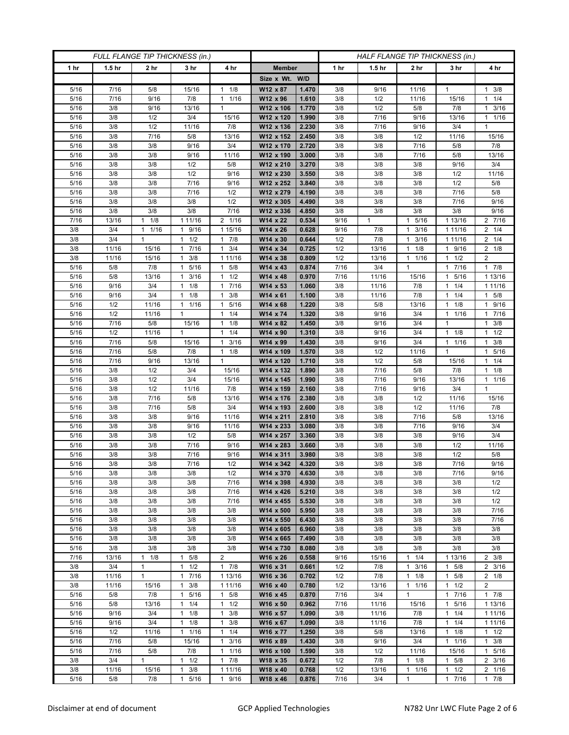| FULL FLANGE TIP THICKNESS (in.) | | | | | | | HALF FLANGE TIP THICKNESS (in.) | | | | |
|---|---|---|---|---|---|---|---|---|---|---|---|
| 1 hr | 1.5 hr | 2 hr | 3 hr | 4 hr | Member | | 1 hr | 1.5 hr | 2 hr | 3 hr | 4 hr |
| | | | | | Size x Wt. | W/D | | | | | |
| 5/16 | 7/16 | 5/8 | 15/16 | 1 1/8 | W12 x 87 | 1.470 | 3/8 | 9/16 | 11/16 | 1 | 1 3/8 |
| 5/16 | 7/16 | 9/16 | 7/8 | 1 1/16 | W12 x 96 | 1.610 | 3/8 | 1/2 | 11/16 | 15/16 | 1 1/4 |
| 5/16 | 3/8 | 9/16 | 13/16 | 1 | W12 x 106 | 1.770 | 3/8 | 1/2 | 5/8 | 7/8 | 1 3/16 |
| 5/16 | 3/8 | 1/2 | 3/4 | 15/16 | W12 x 120 | 1.990 | 3/8 | 7/16 | 9/16 | 13/16 | 1 1/16 |
| 5/16 | 3/8 | 1/2 | 11/16 | 7/8 | W12 x 136 | 2.230 | 3/8 | 7/16 | 9/16 | 3/4 | 1 |
| 5/16 | 3/8 | 7/16 | 5/8 | 13/16 | W12 x 152 | 2.450 | 3/8 | 3/8 | 1/2 | 11/16 | 15/16 |
| 5/16 | 3/8 | 3/8 | 9/16 | 3/4 | W12 x 170 | 2.720 | 3/8 | 3/8 | 7/16 | 5/8 | 7/8 |
| 5/16 | 3/8 | 3/8 | 9/16 | 11/16 | W12 x 190 | 3.000 | 3/8 | 3/8 | 7/16 | 5/8 | 13/16 |
| 5/16 | 3/8 | 3/8 | 1/2 | 5/8 | W12 x 210 | 3.270 | 3/8 | 3/8 | 3/8 | 9/16 | 3/4 |
| 5/16 | 3/8 | 3/8 | 1/2 | 9/16 | W12 x 230 | 3.550 | 3/8 | 3/8 | 3/8 | 1/2 | 11/16 |
| 5/16 | 3/8 | 3/8 | 7/16 | 9/16 | W12 x 252 | 3.840 | 3/8 | 3/8 | 3/8 | 1/2 | 5/8 |
| 5/16 | 3/8 | 3/8 | 7/16 | 1/2 | W12 x 279 | 4.190 | 3/8 | 3/8 | 3/8 | 7/16 | 5/8 |
| 5/16 | 3/8 | 3/8 | 3/8 | 1/2 | W12 x 305 | 4.490 | 3/8 | 3/8 | 3/8 | 7/16 | 9/16 |
| 5/16 | 3/8 | 3/8 | 3/8 | 7/16 | W12 x 336 | 4.850 | 3/8 | 3/8 | 3/8 | 3/8 | 9/16 |
| 7/16 | 13/16 | 1 1/8 | 1 11/16 | 2 1/16 | W14 x 22 | 0.534 | 9/16 | 1 | 1 5/16 | 1 13/16 | 2 7/16 |
| 3/8 | 3/4 | 1 1/16 | 1 9/16 | 1 15/16 | W14 x 26 | 0.628 | 9/16 | 7/8 | 1 3/16 | 1 11/16 | 2 1/4 |
| 3/8 | 3/4 | 1 | 1 1/2 | 1 7/8 | W14 x 30 | 0.644 | 1/2 | 7/8 | 1 3/16 | 1 11/16 | 2 1/4 |
| 3/8 | 11/16 | 15/16 | 1 7/16 | 1 3/4 | W14 x 34 | 0.725 | 1/2 | 13/16 | 1 1/8 | 1 9/16 | 2 1/8 |
| 3/8 | 11/16 | 15/16 | 1 3/8 | 1 11/16 | W14 x 38 | 0.809 | 1/2 | 13/16 | 1 1/16 | 1 1/2 | 2 |
| 5/16 | 5/8 | 7/8 | 1 5/16 | 1 5/8 | W14 x 43 | 0.874 | 7/16 | 3/4 | 1 | 1 7/16 | 1 7/8 |
| 5/16 | 5/8 | 13/16 | 1 3/16 | 1 1/2 | W14 x 48 | 0.970 | 7/16 | 11/16 | 15/16 | 1 5/16 | 1 13/16 |
| 5/16 | 9/16 | 3/4 | 1 1/8 | 1 7/16 | W14 x 53 | 1.060 | 3/8 | 11/16 | 7/8 | 1 1/4 | 1 11/16 |
| 5/16 | 9/16 | 3/4 | 1 1/8 | 1 3/8 | W14 x 61 | 1.100 | 3/8 | 11/16 | 7/8 | 1 1/4 | 1 5/8 |
| 5/16 | 1/2 | 11/16 | 1 1/16 | 1 5/16 | W14 x 68 | 1.220 | 3/8 | 5/8 | 13/16 | 1 1/8 | 1 9/16 |
| 5/16 | 1/2 | 11/16 | 1 | 1 1/4 | W14 x 74 | 1.320 | 3/8 | 9/16 | 3/4 | 1 1/16 | 1 7/16 |
| 5/16 | 7/16 | 5/8 | 15/16 | 1 1/8 | W14 x 82 | 1.450 | 3/8 | 9/16 | 3/4 | 1 | 1 3/8 |
| 5/16 | 1/2 | 11/16 | 1 | 1 1/4 | W14 x 90 | 1.310 | 3/8 | 9/16 | 3/4 | 1 1/8 | 1 1/2 |
| 5/16 | 7/16 | 5/8 | 15/16 | 1 3/16 | W14 x 99 | 1.430 | 3/8 | 9/16 | 3/4 | 1 1/16 | 1 3/8 |
| 5/16 | 7/16 | 5/8 | 7/8 | 1 1/8 | W14 x 109 | 1.570 | 3/8 | 1/2 | 11/16 | 1 | 1 5/16 |
| 5/16 | 7/16 | 9/16 | 13/16 | 1 | W14 x 120 | 1.710 | 3/8 | 1/2 | 5/8 | 15/16 | 1 1/4 |
| 5/16 | 3/8 | 1/2 | 3/4 | 15/16 | W14 x 132 | 1.890 | 3/8 | 7/16 | 5/8 | 7/8 | 1 1/8 |
| 5/16 | 3/8 | 1/2 | 3/4 | 15/16 | W14 x 145 | 1.990 | 3/8 | 7/16 | 9/16 | 13/16 | 1 1/16 |
| 5/16 | 3/8 | 1/2 | 11/16 | 7/8 | W14 x 159 | 2.160 | 3/8 | 7/16 | 9/16 | 3/4 | 1 |
| 5/16 | 3/8 | 7/16 | 5/8 | 13/16 | W14 x 176 | 2.380 | 3/8 | 3/8 | 1/2 | 11/16 | 15/16 |
| 5/16 | 3/8 | 7/16 | 5/8 | 3/4 | W14 x 193 | 2.600 | 3/8 | 3/8 | 1/2 | 11/16 | 7/8 |
| 5/16 | 3/8 | 3/8 | 9/16 | 11/16 | W14 x 211 | 2.810 | 3/8 | 3/8 | 7/16 | 5/8 | 13/16 |
| 5/16 | 3/8 | 3/8 | 9/16 | 11/16 | W14 x 233 | 3.080 | 3/8 | 3/8 | 7/16 | 9/16 | 3/4 |
| 5/16 | 3/8 | 3/8 | 1/2 | 5/8 | W14 x 257 | 3.360 | 3/8 | 3/8 | 3/8 | 9/16 | 3/4 |
| 5/16 | 3/8 | 3/8 | 7/16 | 9/16 | W14 x 283 | 3.660 | 3/8 | 3/8 | 3/8 | 1/2 | 11/16 |
| 5/16 | 3/8 | 3/8 | 7/16 | 9/16 | W14 x 311 | 3.980 | 3/8 | 3/8 | 3/8 | 1/2 | 5/8 |
| 5/16 | 3/8 | 3/8 | 7/16 | 1/2 | W14 x 342 | 4.320 | 3/8 | 3/8 | 3/8 | 7/16 | 9/16 |
| 5/16 | 3/8 | 3/8 | 3/8 | 1/2 | W14 x 370 | 4.630 | 3/8 | 3/8 | 3/8 | 7/16 | 9/16 |
| 5/16 | 3/8 | 3/8 | 3/8 | 7/16 | W14 x 398 | 4.930 | 3/8 | 3/8 | 3/8 | 3/8 | 1/2 |
| 5/16 | 3/8 | 3/8 | 3/8 | 7/16 | W14 x 426 | 5.210 | 3/8 | 3/8 | 3/8 | 3/8 | 1/2 |
| 5/16 | 3/8 | 3/8 | 3/8 | 7/16 | W14 x 455 | 5.530 | 3/8 | 3/8 | 3/8 | 3/8 | 1/2 |
| 5/16 | 3/8 | 3/8 | 3/8 | 3/8 | W14 x 500 | 5.950 | 3/8 | 3/8 | 3/8 | 3/8 | 7/16 |
| 5/16 | 3/8 | 3/8 | 3/8 | 3/8 | W14 x 550 | 6.430 | 3/8 | 3/8 | 3/8 | 3/8 | 7/16 |
| 5/16 | 3/8 | 3/8 | 3/8 | 3/8 | W14 x 605 | 6.960 | 3/8 | 3/8 | 3/8 | 3/8 | 3/8 |
| 5/16 | 3/8 | 3/8 | 3/8 | 3/8 | W14 x 665 | 7.490 | 3/8 | 3/8 | 3/8 | 3/8 | 3/8 |
| 5/16 | 3/8 | 3/8 | 3/8 | 3/8 | W14 x 730 | 8.080 | 3/8 | 3/8 | 3/8 | 3/8 | 3/8 |
| 7/16 | 13/16 | 1 1/8 | 1 5/8 | 2 | W16 x 26 | 0.558 | 9/16 | 15/16 | 1 1/4 | 1 13/16 | 2 3/8 |
| 3/8 | 3/4 | 1 | 1 1/2 | 1 7/8 | W16 x 31 | 0.661 | 1/2 | 7/8 | 1 3/16 | 1 5/8 | 2 3/16 |
| 3/8 | 11/16 | 1 | 1 7/16 | 1 13/16 | W16 x 36 | 0.702 | 1/2 | 7/8 | 1 1/8 | 1 5/8 | 2 1/8 |
| 3/8 | 11/16 | 15/16 | 1 3/8 | 1 11/16 | W16 x 40 | 0.780 | 1/2 | 13/16 | 1 1/16 | 1 1/2 | 2 |
| 5/16 | 5/8 | 7/8 | 1 5/16 | 1 5/8 | W16 x 45 | 0.870 | 7/16 | 3/4 | 1 | 1 7/16 | 1 7/8 |
| 5/16 | 5/8 | 13/16 | 1 1/4 | 1 1/2 | W16 x 50 | 0.962 | 7/16 | 11/16 | 15/16 | 1 5/16 | 1 13/16 |
| 5/16 | 9/16 | 3/4 | 1 1/8 | 1 3/8 | W16 x 57 | 1.090 | 3/8 | 11/16 | 7/8 | 1 1/4 | 1 11/16 |
| 5/16 | 9/16 | 3/4 | 1 1/8 | 1 3/8 | W16 x 67 | 1.090 | 3/8 | 11/16 | 7/8 | 1 1/4 | 1 11/16 |
| 5/16 | 1/2 | 11/16 | 1 1/16 | 1 1/4 | W16 x 77 | 1.250 | 3/8 | 5/8 | 13/16 | 1 1/8 | 1 1/2 |
| 5/16 | 7/16 | 5/8 | 15/16 | 1 3/16 | W16 x 89 | 1.430 | 3/8 | 9/16 | 3/4 | 1 1/16 | 1 3/8 |
| 5/16 | 7/16 | 5/8 | 7/8 | 1 1/16 | W16 x 100 | 1.590 | 3/8 | 1/2 | 11/16 | 15/16 | 1 5/16 |
| 3/8 | 3/4 | 1 | 1 1/2 | 1 7/8 | W18 x 35 | 0.672 | 1/2 | 7/8 | 1 1/8 | 1 5/8 | 2 3/16 |
| 3/8 | 11/16 | 15/16 | 1 3/8 | 1 11/16 | W18 x 40 | 0.768 | 1/2 | 13/16 | 1 1/16 | 1 1/2 | 2 1/16 |
| 5/16 | 5/8 | 7/8 | 1 5/16 | 1 9/16 | W18 x 46 | 0.876 | 7/16 | 3/4 | 1 | 1 7/16 | 1 7/8 |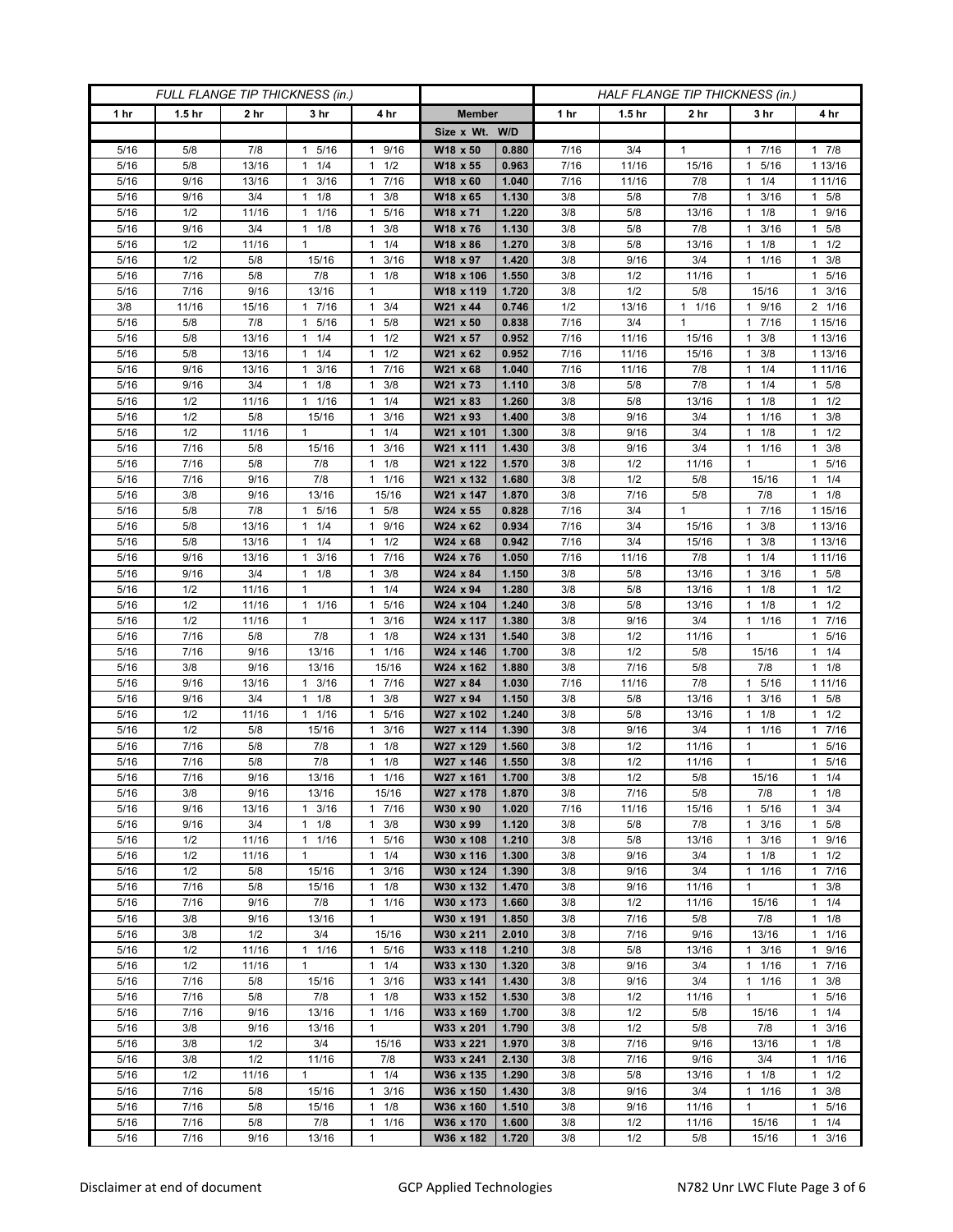| FULL FLANGE TIP THICKNESS (in.) | | | | | | | HALF FLANGE TIP THICKNESS (in.) | | | | |
|---|---|---|---|---|---|---|---|---|---|---|---|
| 1 hr | 1.5 hr | 2 hr | 3 hr | 4 hr | Member | | 1 hr | 1.5 hr | 2 hr | 3 hr | 4 hr |
| | | | | | Size x Wt. | W/D | | | | | |
| 5/16 | 5/8 | 7/8 | 1 5/16 | 1 9/16 | W18 x 50 | 0.880 | 7/16 | 3/4 | 1 | 1 7/16 | 1 7/8 |
| 5/16 | 5/8 | 13/16 | 1 1/4 | 1 1/2 | W18 x 55 | 0.963 | 7/16 | 11/16 | 15/16 | 1 5/16 | 1 13/16 |
| 5/16 | 9/16 | 13/16 | 1 3/16 | 1 7/16 | W18 x 60 | 1.040 | 7/16 | 11/16 | 7/8 | 1 1/4 | 1 11/16 |
| 5/16 | 9/16 | 3/4 | 1 1/8 | 1 3/8 | W18 x 65 | 1.130 | 3/8 | 5/8 | 7/8 | 1 3/16 | 1 5/8 |
| 5/16 | 1/2 | 11/16 | 1 1/16 | 1 5/16 | W18 x 71 | 1.220 | 3/8 | 5/8 | 13/16 | 1 1/8 | 1 9/16 |
| 5/16 | 9/16 | 3/4 | 1 1/8 | 1 3/8 | W18 x 76 | 1.130 | 3/8 | 5/8 | 7/8 | 1 3/16 | 1 5/8 |
| 5/16 | 1/2 | 11/16 | 1 | 1 1/4 | W18 x 86 | 1.270 | 3/8 | 5/8 | 13/16 | 1 1/8 | 1 1/2 |
| 5/16 | 1/2 | 5/8 | 15/16 | 1 3/16 | W18 x 97 | 1.420 | 3/8 | 9/16 | 3/4 | 1 1/16 | 1 3/8 |
| 5/16 | 7/16 | 5/8 | 7/8 | 1 1/8 | W18 x 106 | 1.550 | 3/8 | 1/2 | 11/16 | 1 | 1 5/16 |
| 5/16 | 7/16 | 9/16 | 13/16 | 1 | W18 x 119 | 1.720 | 3/8 | 1/2 | 5/8 | 15/16 | 1 3/16 |
| 3/8 | 11/16 | 15/16 | 1 7/16 | 1 3/4 | W21 x 44 | 0.746 | 1/2 | 13/16 | 1 1/16 | 1 9/16 | 2 1/16 |
| 5/16 | 5/8 | 7/8 | 1 5/16 | 1 5/8 | W21 x 50 | 0.838 | 7/16 | 3/4 | 1 | 1 7/16 | 1 15/16 |
| 5/16 | 5/8 | 13/16 | 1 1/4 | 1 1/2 | W21 x 57 | 0.952 | 7/16 | 11/16 | 15/16 | 1 3/8 | 1 13/16 |
| 5/16 | 5/8 | 13/16 | 1 1/4 | 1 1/2 | W21 x 62 | 0.952 | 7/16 | 11/16 | 15/16 | 1 3/8 | 1 13/16 |
| 5/16 | 9/16 | 13/16 | 1 3/16 | 1 7/16 | W21 x 68 | 1.040 | 7/16 | 11/16 | 7/8 | 1 1/4 | 1 11/16 |
| 5/16 | 9/16 | 3/4 | 1 1/8 | 1 3/8 | W21 x 73 | 1.110 | 3/8 | 5/8 | 7/8 | 1 1/4 | 1 5/8 |
| 5/16 | 1/2 | 11/16 | 1 1/16 | 1 1/4 | W21 x 83 | 1.260 | 3/8 | 5/8 | 13/16 | 1 1/8 | 1 1/2 |
| 5/16 | 1/2 | 5/8 | 15/16 | 1 3/16 | W21 x 93 | 1.400 | 3/8 | 9/16 | 3/4 | 1 1/16 | 1 3/8 |
| 5/16 | 1/2 | 11/16 | 1 | 1 1/4 | W21 x 101 | 1.300 | 3/8 | 9/16 | 3/4 | 1 1/8 | 1 1/2 |
| 5/16 | 7/16 | 5/8 | 15/16 | 1 3/16 | W21 x 111 | 1.430 | 3/8 | 9/16 | 3/4 | 1 1/16 | 1 3/8 |
| 5/16 | 7/16 | 5/8 | 7/8 | 1 1/8 | W21 x 122 | 1.570 | 3/8 | 1/2 | 11/16 | 1 | 1 5/16 |
| 5/16 | 7/16 | 9/16 | 7/8 | 1 1/16 | W21 x 132 | 1.680 | 3/8 | 1/2 | 5/8 | 15/16 | 1 1/4 |
| 5/16 | 3/8 | 9/16 | 13/16 | 15/16 | W21 x 147 | 1.870 | 3/8 | 7/16 | 5/8 | 7/8 | 1 1/8 |
| 5/16 | 5/8 | 7/8 | 1 5/16 | 1 5/8 | W24 x 55 | 0.828 | 7/16 | 3/4 | 1 | 1 7/16 | 1 15/16 |
| 5/16 | 5/8 | 13/16 | 1 1/4 | 1 9/16 | W24 x 62 | 0.934 | 7/16 | 3/4 | 15/16 | 1 3/8 | 1 13/16 |
| 5/16 | 5/8 | 13/16 | 1 1/4 | 1 1/2 | W24 x 68 | 0.942 | 7/16 | 3/4 | 15/16 | 1 3/8 | 1 13/16 |
| 5/16 | 9/16 | 13/16 | 1 3/16 | 1 7/16 | W24 x 76 | 1.050 | 7/16 | 11/16 | 7/8 | 1 1/4 | 1 11/16 |
| 5/16 | 9/16 | 3/4 | 1 1/8 | 1 3/8 | W24 x 84 | 1.150 | 3/8 | 5/8 | 13/16 | 1 3/16 | 1 5/8 |
| 5/16 | 1/2 | 11/16 | 1 | 1 1/4 | W24 x 94 | 1.280 | 3/8 | 5/8 | 13/16 | 1 1/8 | 1 1/2 |
| 5/16 | 1/2 | 11/16 | 1 1/16 | 1 5/16 | W24 x 104 | 1.240 | 3/8 | 5/8 | 13/16 | 1 1/8 | 1 1/2 |
| 5/16 | 1/2 | 11/16 | 1 | 1 3/16 | W24 x 117 | 1.380 | 3/8 | 9/16 | 3/4 | 1 1/16 | 1 7/16 |
| 5/16 | 7/16 | 5/8 | 7/8 | 1 1/8 | W24 x 131 | 1.540 | 3/8 | 1/2 | 11/16 | 1 | 1 5/16 |
| 5/16 | 7/16 | 9/16 | 13/16 | 1 1/16 | W24 x 146 | 1.700 | 3/8 | 1/2 | 5/8 | 15/16 | 1 1/4 |
| 5/16 | 3/8 | 9/16 | 13/16 | 15/16 | W24 x 162 | 1.880 | 3/8 | 7/16 | 5/8 | 7/8 | 1 1/8 |
| 5/16 | 9/16 | 13/16 | 1 3/16 | 1 7/16 | W27 x 84 | 1.030 | 7/16 | 11/16 | 7/8 | 1 5/16 | 1 11/16 |
| 5/16 | 9/16 | 3/4 | 1 1/8 | 1 3/8 | W27 x 94 | 1.150 | 3/8 | 5/8 | 13/16 | 1 3/16 | 1 5/8 |
| 5/16 | 1/2 | 11/16 | 1 1/16 | 1 5/16 | W27 x 102 | 1.240 | 3/8 | 5/8 | 13/16 | 1 1/8 | 1 1/2 |
| 5/16 | 1/2 | 5/8 | 15/16 | 1 3/16 | W27 x 114 | 1.390 | 3/8 | 9/16 | 3/4 | 1 1/16 | 1 7/16 |
| 5/16 | 7/16 | 5/8 | 7/8 | 1 1/8 | W27 x 129 | 1.560 | 3/8 | 1/2 | 11/16 | 1 | 1 5/16 |
| 5/16 | 7/16 | 5/8 | 7/8 | 1 1/8 | W27 x 146 | 1.550 | 3/8 | 1/2 | 11/16 | 1 | 1 5/16 |
| 5/16 | 7/16 | 9/16 | 13/16 | 1 1/16 | W27 x 161 | 1.700 | 3/8 | 1/2 | 5/8 | 15/16 | 1 1/4 |
| 5/16 | 3/8 | 9/16 | 13/16 | 15/16 | W27 x 178 | 1.870 | 3/8 | 7/16 | 5/8 | 7/8 | 1 1/8 |
| 5/16 | 9/16 | 13/16 | 1 3/16 | 1 7/16 | W30 x 90 | 1.020 | 7/16 | 11/16 | 15/16 | 1 5/16 | 1 3/4 |
| 5/16 | 9/16 | 3/4 | 1 1/8 | 1 3/8 | W30 x 99 | 1.120 | 3/8 | 5/8 | 7/8 | 1 3/16 | 1 5/8 |
| 5/16 | 1/2 | 11/16 | 1 1/16 | 1 5/16 | W30 x 108 | 1.210 | 3/8 | 5/8 | 13/16 | 1 3/16 | 1 9/16 |
| 5/16 | 1/2 | 11/16 | 1 | 1 1/4 | W30 x 116 | 1.300 | 3/8 | 9/16 | 3/4 | 1 1/8 | 1 1/2 |
| 5/16 | 1/2 | 5/8 | 15/16 | 1 3/16 | W30 x 124 | 1.390 | 3/8 | 9/16 | 3/4 | 1 1/16 | 1 7/16 |
| 5/16 | 7/16 | 5/8 | 15/16 | 1 1/8 | W30 x 132 | 1.470 | 3/8 | 9/16 | 11/16 | 1 | 1 3/8 |
| 5/16 | 7/16 | 9/16 | 7/8 | 1 1/16 | W30 x 173 | 1.660 | 3/8 | 1/2 | 11/16 | 15/16 | 1 1/4 |
| 5/16 | 3/8 | 9/16 | 13/16 | 1 | W30 x 191 | 1.850 | 3/8 | 7/16 | 5/8 | 7/8 | 1 1/8 |
| 5/16 | 3/8 | 1/2 | 3/4 | 15/16 | W30 x 211 | 2.010 | 3/8 | 7/16 | 9/16 | 13/16 | 1 1/16 |
| 5/16 | 1/2 | 11/16 | 1 1/16 | 1 5/16 | W33 x 118 | 1.210 | 3/8 | 5/8 | 13/16 | 1 3/16 | 1 9/16 |
| 5/16 | 1/2 | 11/16 | 1 | 1 1/4 | W33 x 130 | 1.320 | 3/8 | 9/16 | 3/4 | 1 1/16 | 1 7/16 |
| 5/16 | 7/16 | 5/8 | 15/16 | 1 3/16 | W33 x 141 | 1.430 | 3/8 | 9/16 | 3/4 | 1 1/16 | 1 3/8 |
| 5/16 | 7/16 | 5/8 | 7/8 | 1 1/8 | W33 x 152 | 1.530 | 3/8 | 1/2 | 11/16 | 1 | 1 5/16 |
| 5/16 | 7/16 | 9/16 | 13/16 | 1 1/16 | W33 x 169 | 1.700 | 3/8 | 1/2 | 5/8 | 15/16 | 1 1/4 |
| 5/16 | 3/8 | 9/16 | 13/16 | 1 | W33 x 201 | 1.790 | 3/8 | 1/2 | 5/8 | 7/8 | 1 3/16 |
| 5/16 | 3/8 | 1/2 | 3/4 | 15/16 | W33 x 221 | 1.970 | 3/8 | 7/16 | 9/16 | 13/16 | 1 1/8 |
| 5/16 | 3/8 | 1/2 | 11/16 | 7/8 | W33 x 241 | 2.130 | 3/8 | 7/16 | 9/16 | 3/4 | 1 1/16 |
| 5/16 | 1/2 | 11/16 | 1 | 1 1/4 | W36 x 135 | 1.290 | 3/8 | 5/8 | 13/16 | 1 1/8 | 1 1/2 |
| 5/16 | 7/16 | 5/8 | 15/16 | 1 3/16 | W36 x 150 | 1.430 | 3/8 | 9/16 | 3/4 | 1 1/16 | 1 3/8 |
| 5/16 | 7/16 | 5/8 | 15/16 | 1 1/8 | W36 x 160 | 1.510 | 3/8 | 9/16 | 11/16 | 1 | 1 5/16 |
| 5/16 | 7/16 | 5/8 | 7/8 | 1 1/16 | W36 x 170 | 1.600 | 3/8 | 1/2 | 11/16 | 15/16 | 1 1/4 |
| 5/16 | 7/16 | 9/16 | 13/16 | 1 | W36 x 182 | 1.720 | 3/8 | 1/2 | 5/8 | 15/16 | 1 3/16 |

Disclaimer at end of document GCP Applied Technologies N782 Unr LWC Flute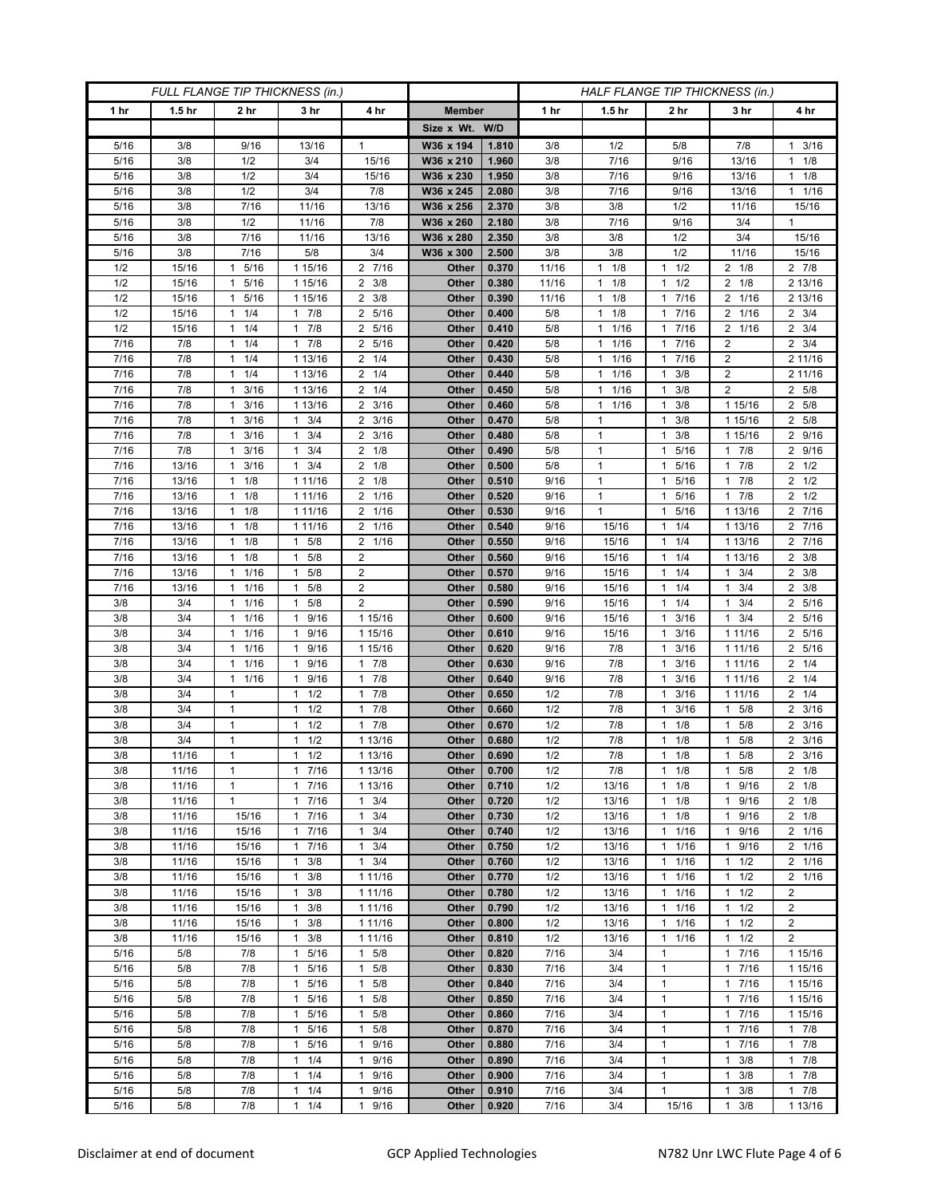| FULL FLANGE TIP THICKNESS (in.) | | | | | | | HALF FLANGE TIP THICKNESS (in.) | | | | |
|---|---|---|---|---|---|---|---|---|---|---|---|
| 1 hr | 1.5 hr | 2 hr | 3 hr | 4 hr | Member | | 1 hr | 1.5 hr | 2 hr | 3 hr | 4 hr |
| | | | | | Size x Wt. | W/D | | | | | |
| 5/16 | 3/8 | 9/16 | 13/16 | 1 | W36 x 194 | 1.810 | 3/8 | 1/2 | 5/8 | 7/8 | 1 3/16 |
| 5/16 | 3/8 | 1/2 | 3/4 | 15/16 | W36 x 210 | 1.960 | 3/8 | 7/16 | 9/16 | 13/16 | 1 1/8 |
| 5/16 | 3/8 | 1/2 | 3/4 | 15/16 | W36 x 230 | 1.950 | 3/8 | 7/16 | 9/16 | 13/16 | 1 1/8 |
| 5/16 | 3/8 | 1/2 | 3/4 | 7/8 | W36 x 245 | 2.080 | 3/8 | 7/16 | 9/16 | 13/16 | 1 1/16 |
| 5/16 | 3/8 | 7/16 | 11/16 | 13/16 | W36 x 256 | 2.370 | 3/8 | 3/8 | 1/2 | 11/16 | 15/16 |
| 5/16 | 3/8 | 1/2 | 11/16 | 7/8 | W36 x 260 | 2.180 | 3/8 | 7/16 | 9/16 | 3/4 | 1 |
| 5/16 | 3/8 | 7/16 | 11/16 | 13/16 | W36 x 280 | 2.350 | 3/8 | 3/8 | 1/2 | 3/4 | 15/16 |
| 5/16 | 3/8 | 7/16 | 5/8 | 3/4 | W36 x 300 | 2.500 | 3/8 | 3/8 | 1/2 | 11/16 | 15/16 |
| 1/2 | 15/16 | 1 5/16 | 1 15/16 | 2 7/16 | Other | 0.370 | 11/16 | 1 1/8 | 1 1/2 | 2 1/8 | 2 7/8 |
| 1/2 | 15/16 | 1 5/16 | 1 15/16 | 2 3/8 | Other | 0.380 | 11/16 | 1 1/8 | 1 1/2 | 2 1/8 | 2 13/16 |
| 1/2 | 15/16 | 1 5/16 | 1 15/16 | 2 3/8 | Other | 0.390 | 11/16 | 1 1/8 | 1 7/16 | 2 1/16 | 2 13/16 |
| 1/2 | 15/16 | 1 1/4 | 1 7/8 | 2 5/16 | Other | 0.400 | 5/8 | 1 1/8 | 1 7/16 | 2 1/16 | 2 3/4 |
| 1/2 | 15/16 | 1 1/4 | 1 7/8 | 2 5/16 | Other | 0.410 | 5/8 | 1 1/16 | 1 7/16 | 2 1/16 | 2 3/4 |
| 7/16 | 7/8 | 1 1/4 | 1 7/8 | 2 5/16 | Other | 0.420 | 5/8 | 1 1/16 | 1 7/16 | 2 | 2 3/4 |
| 7/16 | 7/8 | 1 1/4 | 1 13/16 | 2 1/4 | Other | 0.430 | 5/8 | 1 1/16 | 1 7/16 | 2 | 2 11/16 |
| 7/16 | 7/8 | 1 1/4 | 1 13/16 | 2 1/4 | Other | 0.440 | 5/8 | 1 1/16 | 1 3/8 | 2 | 2 11/16 |
| 7/16 | 7/8 | 1 3/16 | 1 13/16 | 2 1/4 | Other | 0.450 | 5/8 | 1 1/16 | 1 3/8 | 2 | 2 5/8 |
| 7/16 | 7/8 | 1 3/16 | 1 13/16 | 2 3/16 | Other | 0.460 | 5/8 | 1 1/16 | 1 3/8 | 1 15/16 | 2 5/8 |
| 7/16 | 7/8 | 1 3/16 | 1 3/4 | 2 3/16 | Other | 0.470 | 5/8 | 1 | 1 3/8 | 1 15/16 | 2 5/8 |
| 7/16 | 7/8 | 1 3/16 | 1 3/4 | 2 3/16 | Other | 0.480 | 5/8 | 1 | 1 3/8 | 1 15/16 | 2 9/16 |
| 7/16 | 7/8 | 1 3/16 | 1 3/4 | 2 1/8 | Other | 0.490 | 5/8 | 1 | 1 5/16 | 1 7/8 | 2 9/16 |
| 7/16 | 13/16 | 1 3/16 | 1 3/4 | 2 1/8 | Other | 0.500 | 5/8 | 1 | 1 5/16 | 1 7/8 | 2 1/2 |
| 7/16 | 13/16 | 1 1/8 | 1 11/16 | 2 1/8 | Other | 0.510 | 9/16 | 1 | 1 5/16 | 1 7/8 | 2 1/2 |
| 7/16 | 13/16 | 1 1/8 | 1 11/16 | 2 1/16 | Other | 0.520 | 9/16 | 1 | 1 5/16 | 1 7/8 | 2 1/2 |
| 7/16 | 13/16 | 1 1/8 | 1 11/16 | 2 1/16 | Other | 0.530 | 9/16 | 1 | 1 5/16 | 1 13/16 | 2 7/16 |
| 7/16 | 13/16 | 1 1/8 | 1 11/16 | 2 1/16 | Other | 0.540 | 9/16 | 15/16 | 1 1/4 | 1 13/16 | 2 7/16 |
| 7/16 | 13/16 | 1 1/8 | 1 5/8 | 2 1/16 | Other | 0.550 | 9/16 | 15/16 | 1 1/4 | 1 13/16 | 2 7/16 |
| 7/16 | 13/16 | 1 1/8 | 1 5/8 | 2 | Other | 0.560 | 9/16 | 15/16 | 1 1/4 | 1 13/16 | 2 3/8 |
| 7/16 | 13/16 | 1 1/16 | 1 5/8 | 2 | Other | 0.570 | 9/16 | 15/16 | 1 1/4 | 1 3/4 | 2 3/8 |
| 7/16 | 13/16 | 1 1/16 | 1 5/8 | 2 | Other | 0.580 | 9/16 | 15/16 | 1 1/4 | 1 3/4 | 2 3/8 |
| 3/8 | 3/4 | 1 1/16 | 1 5/8 | 2 | Other | 0.590 | 9/16 | 15/16 | 1 1/4 | 1 3/4 | 2 5/16 |
| 3/8 | 3/4 | 1 1/16 | 1 9/16 | 1 15/16 | Other | 0.600 | 9/16 | 15/16 | 1 3/16 | 1 3/4 | 2 5/16 |
| 3/8 | 3/4 | 1 1/16 | 1 9/16 | 1 15/16 | Other | 0.610 | 9/16 | 15/16 | 1 3/16 | 1 11/16 | 2 5/16 |
| 3/8 | 3/4 | 1 1/16 | 1 9/16 | 1 15/16 | Other | 0.620 | 9/16 | 7/8 | 1 3/16 | 1 11/16 | 2 5/16 |
| 3/8 | 3/4 | 1 1/16 | 1 9/16 | 1 7/8 | Other | 0.630 | 9/16 | 7/8 | 1 3/16 | 1 11/16 | 2 1/4 |
| 3/8 | 3/4 | 1 1/16 | 1 9/16 | 1 7/8 | Other | 0.640 | 9/16 | 7/8 | 1 3/16 | 1 11/16 | 2 1/4 |
| 3/8 | 3/4 | 1 | 1 1/2 | 1 7/8 | Other | 0.650 | 1/2 | 7/8 | 1 3/16 | 1 11/16 | 2 1/4 |
| 3/8 | 3/4 | 1 | 1 1/2 | 1 7/8 | Other | 0.660 | 1/2 | 7/8 | 1 3/16 | 1 5/8 | 2 3/16 |
| 3/8 | 3/4 | 1 | 1 1/2 | 1 7/8 | Other | 0.670 | 1/2 | 7/8 | 1 1/8 | 1 5/8 | 2 3/16 |
| 3/8 | 3/4 | 1 | 1 1/2 | 1 13/16 | Other | 0.680 | 1/2 | 7/8 | 1 1/8 | 1 5/8 | 2 3/16 |
| 3/8 | 11/16 | 1 | 1 1/2 | 1 13/16 | Other | 0.690 | 1/2 | 7/8 | 1 1/8 | 1 5/8 | 2 3/16 |
| 3/8 | 11/16 | 1 | 1 7/16 | 1 13/16 | Other | 0.700 | 1/2 | 7/8 | 1 1/8 | 1 5/8 | 2 1/8 |
| 3/8 | 11/16 | 1 | 1 7/16 | 1 13/16 | Other | 0.710 | 1/2 | 13/16 | 1 1/8 | 1 9/16 | 2 1/8 |
| 3/8 | 11/16 | 1 | 1 7/16 | 1 3/4 | Other | 0.720 | 1/2 | 13/16 | 1 1/8 | 1 9/16 | 2 1/8 |
| 3/8 | 11/16 | 15/16 | 1 7/16 | 1 3/4 | Other | 0.730 | 1/2 | 13/16 | 1 1/8 | 1 9/16 | 2 1/8 |
| 3/8 | 11/16 | 15/16 | 1 7/16 | 1 3/4 | Other | 0.740 | 1/2 | 13/16 | 1 1/16 | 1 9/16 | 2 1/16 |
| 3/8 | 11/16 | 15/16 | 1 7/16 | 1 3/4 | Other | 0.750 | 1/2 | 13/16 | 1 1/16 | 1 9/16 | 2 1/16 |
| 3/8 | 11/16 | 15/16 | 1 3/8 | 1 3/4 | Other | 0.760 | 1/2 | 13/16 | 1 1/16 | 1 1/2 | 2 1/16 |
| 3/8 | 11/16 | 15/16 | 1 3/8 | 1 11/16 | Other | 0.770 | 1/2 | 13/16 | 1 1/16 | 1 1/2 | 2 1/16 |
| 3/8 | 11/16 | 15/16 | 1 3/8 | 1 11/16 | Other | 0.780 | 1/2 | 13/16 | 1 1/16 | 1 1/2 | 2 |
| 3/8 | 11/16 | 15/16 | 1 3/8 | 1 11/16 | Other | 0.790 | 1/2 | 13/16 | 1 1/16 | 1 1/2 | 2 |
| 3/8 | 11/16 | 15/16 | 1 3/8 | 1 11/16 | Other | 0.800 | 1/2 | 13/16 | 1 1/16 | 1 1/2 | 2 |
| 3/8 | 11/16 | 15/16 | 1 3/8 | 1 11/16 | Other | 0.810 | 1/2 | 13/16 | 1 1/16 | 1 1/2 | 2 |
| 5/16 | 5/8 | 7/8 | 1 5/16 | 1 5/8 | Other | 0.820 | 7/16 | 3/4 | 1 | 1 7/16 | 1 15/16 |
| 5/16 | 5/8 | 7/8 | 1 5/16 | 1 5/8 | Other | 0.830 | 7/16 | 3/4 | 1 | 1 7/16 | 1 15/16 |
| 5/16 | 5/8 | 7/8 | 1 5/16 | 1 5/8 | Other | 0.840 | 7/16 | 3/4 | 1 | 1 7/16 | 1 15/16 |
| 5/16 | 5/8 | 7/8 | 1 5/16 | 1 5/8 | Other | 0.850 | 7/16 | 3/4 | 1 | 1 7/16 | 1 15/16 |
| 5/16 | 5/8 | 7/8 | 1 5/16 | 1 5/8 | Other | 0.860 | 7/16 | 3/4 | 1 | 1 7/16 | 1 15/16 |
| 5/16 | 5/8 | 7/8 | 1 5/16 | 1 5/8 | Other | 0.870 | 7/16 | 3/4 | 1 | 1 7/16 | 1 7/8 |
| 5/16 | 5/8 | 7/8 | 1 5/16 | 1 9/16 | Other | 0.880 | 7/16 | 3/4 | 1 | 1 7/16 | 1 7/8 |
| 5/16 | 5/8 | 7/8 | 1 1/4 | 1 9/16 | Other | 0.890 | 7/16 | 3/4 | 1 | 1 3/8 | 1 7/8 |
| 5/16 | 5/8 | 7/8 | 1 1/4 | 1 9/16 | Other | 0.900 | 7/16 | 3/4 | 1 | 1 3/8 | 1 7/8 |
| 5/16 | 5/8 | 7/8 | 1 1/4 | 1 9/16 | Other | 0.910 | 7/16 | 3/4 | 1 | 1 3/8 | 1 7/8 |
| 5/16 | 5/8 | 7/8 | 1 1/4 | 1 9/16 | Other | 0.920 | 7/16 | 3/4 | 15/16 | 1 3/8 | 1 13/16 |

Disclaimer at end of document GCP Applied Technologies N782 Unr LWC Flute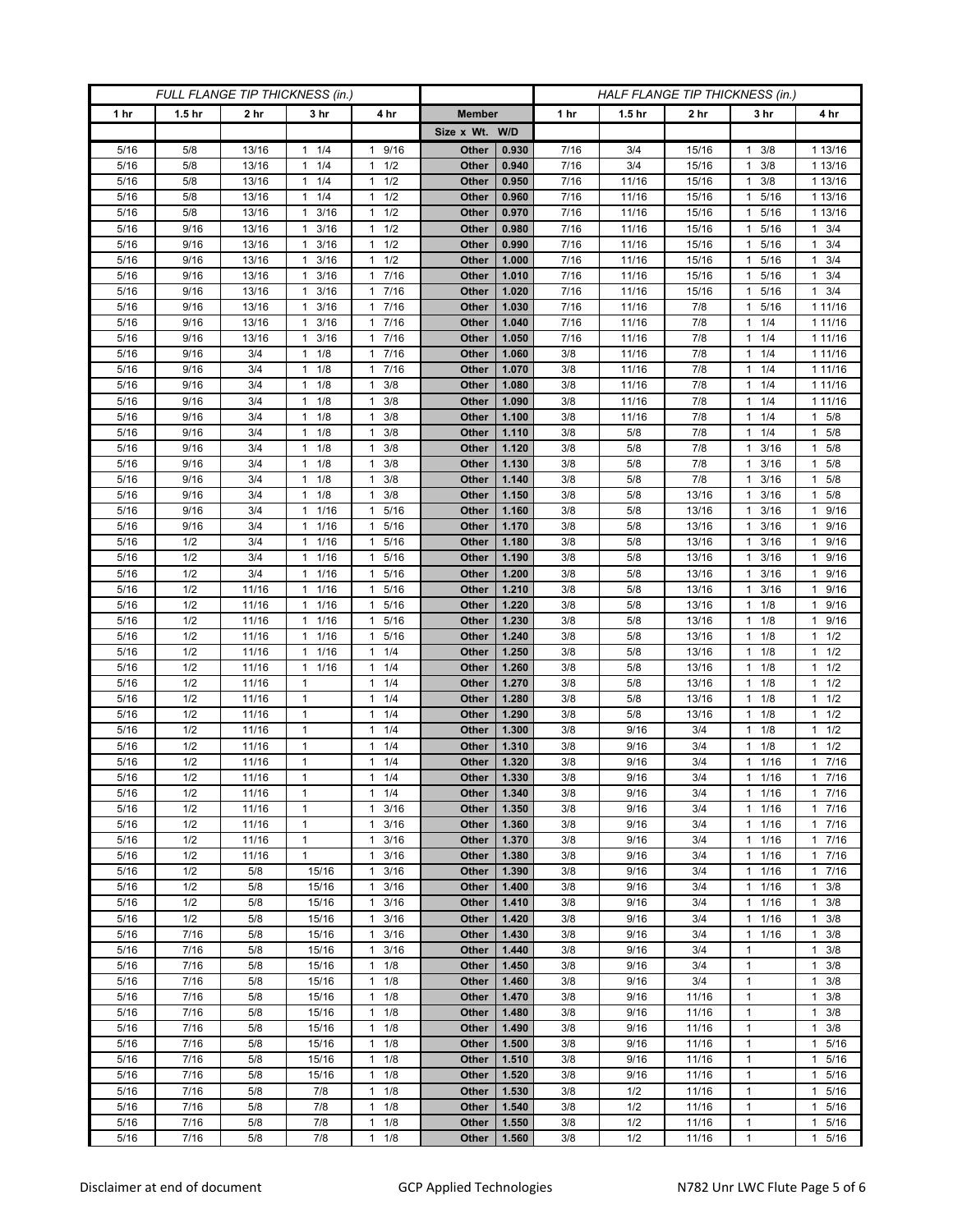| FULL FLANGE TIP THICKNESS (in.) | | | | | | | HALF FLANGE TIP THICKNESS (in.) | | | | |
|---|---|---|---|---|---|---|---|---|---|---|---|
| 1 hr | 1.5 hr | 2 hr | 3 hr | 4 hr | Member | | 1 hr | 1.5 hr | 2 hr | 3 hr | 4 hr |
| | | | | | Size x Wt. | W/D | | | | | |
| 5/16 | 5/8 | 13/16 | 1 1/4 | 1 9/16 | Other | 0.930 | 7/16 | 3/4 | 15/16 | 1 3/8 | 1 13/16 |
| 5/16 | 5/8 | 13/16 | 1 1/4 | 1 1/2 | Other | 0.940 | 7/16 | 3/4 | 15/16 | 1 3/8 | 1 13/16 |
| 5/16 | 5/8 | 13/16 | 1 1/4 | 1 1/2 | Other | 0.950 | 7/16 | 11/16 | 15/16 | 1 3/8 | 1 13/16 |
| 5/16 | 5/8 | 13/16 | 1 1/4 | 1 1/2 | Other | 0.960 | 7/16 | 11/16 | 15/16 | 1 5/16 | 1 13/16 |
| 5/16 | 5/8 | 13/16 | 1 3/16 | 1 1/2 | Other | 0.970 | 7/16 | 11/16 | 15/16 | 1 5/16 | 1 13/16 |
| 5/16 | 9/16 | 13/16 | 1 3/16 | 1 1/2 | Other | 0.980 | 7/16 | 11/16 | 15/16 | 1 5/16 | 1 3/4 |
| 5/16 | 9/16 | 13/16 | 1 3/16 | 1 1/2 | Other | 0.990 | 7/16 | 11/16 | 15/16 | 1 5/16 | 1 3/4 |
| 5/16 | 9/16 | 13/16 | 1 3/16 | 1 1/2 | Other | 1.000 | 7/16 | 11/16 | 15/16 | 1 5/16 | 1 3/4 |
| 5/16 | 9/16 | 13/16 | 1 3/16 | 1 7/16 | Other | 1.010 | 7/16 | 11/16 | 15/16 | 1 5/16 | 1 3/4 |
| 5/16 | 9/16 | 13/16 | 1 3/16 | 1 7/16 | Other | 1.020 | 7/16 | 11/16 | 15/16 | 1 5/16 | 1 3/4 |
| 5/16 | 9/16 | 13/16 | 1 3/16 | 1 7/16 | Other | 1.030 | 7/16 | 11/16 | 7/8 | 1 5/16 | 1 11/16 |
| 5/16 | 9/16 | 13/16 | 1 3/16 | 1 7/16 | Other | 1.040 | 7/16 | 11/16 | 7/8 | 1 1/4 | 1 11/16 |
| 5/16 | 9/16 | 13/16 | 1 3/16 | 1 7/16 | Other | 1.050 | 7/16 | 11/16 | 7/8 | 1 1/4 | 1 11/16 |
| 5/16 | 9/16 | 3/4 | 1 1/8 | 1 7/16 | Other | 1.060 | 3/8 | 11/16 | 7/8 | 1 1/4 | 1 11/16 |
| 5/16 | 9/16 | 3/4 | 1 1/8 | 1 7/16 | Other | 1.070 | 3/8 | 11/16 | 7/8 | 1 1/4 | 1 11/16 |
| 5/16 | 9/16 | 3/4 | 1 1/8 | 1 3/8 | Other | 1.080 | 3/8 | 11/16 | 7/8 | 1 1/4 | 1 11/16 |
| 5/16 | 9/16 | 3/4 | 1 1/8 | 1 3/8 | Other | 1.090 | 3/8 | 11/16 | 7/8 | 1 1/4 | 1 11/16 |
| 5/16 | 9/16 | 3/4 | 1 1/8 | 1 3/8 | Other | 1.100 | 3/8 | 11/16 | 7/8 | 1 1/4 | 1 5/8 |
| 5/16 | 9/16 | 3/4 | 1 1/8 | 1 3/8 | Other | 1.110 | 3/8 | 5/8 | 7/8 | 1 1/4 | 1 5/8 |
| 5/16 | 9/16 | 3/4 | 1 1/8 | 1 3/8 | Other | 1.120 | 3/8 | 5/8 | 7/8 | 1 3/16 | 1 5/8 |
| 5/16 | 9/16 | 3/4 | 1 1/8 | 1 3/8 | Other | 1.130 | 3/8 | 5/8 | 7/8 | 1 3/16 | 1 5/8 |
| 5/16 | 9/16 | 3/4 | 1 1/8 | 1 3/8 | Other | 1.140 | 3/8 | 5/8 | 7/8 | 1 3/16 | 1 5/8 |
| 5/16 | 9/16 | 3/4 | 1 1/8 | 1 3/8 | Other | 1.150 | 3/8 | 5/8 | 13/16 | 1 3/16 | 1 5/8 |
| 5/16 | 9/16 | 3/4 | 1 1/16 | 1 5/16 | Other | 1.160 | 3/8 | 5/8 | 13/16 | 1 3/16 | 1 9/16 |
| 5/16 | 9/16 | 3/4 | 1 1/16 | 1 5/16 | Other | 1.170 | 3/8 | 5/8 | 13/16 | 1 3/16 | 1 9/16 |
| 5/16 | 1/2 | 3/4 | 1 1/16 | 1 5/16 | Other | 1.180 | 3/8 | 5/8 | 13/16 | 1 3/16 | 1 9/16 |
| 5/16 | 1/2 | 3/4 | 1 1/16 | 1 5/16 | Other | 1.190 | 3/8 | 5/8 | 13/16 | 1 3/16 | 1 9/16 |
| 5/16 | 1/2 | 3/4 | 1 1/16 | 1 5/16 | Other | 1.200 | 3/8 | 5/8 | 13/16 | 1 3/16 | 1 9/16 |
| 5/16 | 1/2 | 11/16 | 1 1/16 | 1 5/16 | Other | 1.210 | 3/8 | 5/8 | 13/16 | 1 3/16 | 1 9/16 |
| 5/16 | 1/2 | 11/16 | 1 1/16 | 1 5/16 | Other | 1.220 | 3/8 | 5/8 | 13/16 | 1 1/8 | 1 9/16 |
| 5/16 | 1/2 | 11/16 | 1 1/16 | 1 5/16 | Other | 1.230 | 3/8 | 5/8 | 13/16 | 1 1/8 | 1 9/16 |
| 5/16 | 1/2 | 11/16 | 1 1/16 | 1 5/16 | Other | 1.240 | 3/8 | 5/8 | 13/16 | 1 1/8 | 1 1/2 |
| 5/16 | 1/2 | 11/16 | 1 1/16 | 1 1/4 | Other | 1.250 | 3/8 | 5/8 | 13/16 | 1 1/8 | 1 1/2 |
| 5/16 | 1/2 | 11/16 | 1 1/16 | 1 1/4 | Other | 1.260 | 3/8 | 5/8 | 13/16 | 1 1/8 | 1 1/2 |
| 5/16 | 1/2 | 11/16 | 1 | 1 1/4 | Other | 1.270 | 3/8 | 5/8 | 13/16 | 1 1/8 | 1 1/2 |
| 5/16 | 1/2 | 11/16 | 1 | 1 1/4 | Other | 1.280 | 3/8 | 5/8 | 13/16 | 1 1/8 | 1 1/2 |
| 5/16 | 1/2 | 11/16 | 1 | 1 1/4 | Other | 1.290 | 3/8 | 5/8 | 13/16 | 1 1/8 | 1 1/2 |
| 5/16 | 1/2 | 11/16 | 1 | 1 1/4 | Other | 1.300 | 3/8 | 9/16 | 3/4 | 1 1/8 | 1 1/2 |
| 5/16 | 1/2 | 11/16 | 1 | 1 1/4 | Other | 1.310 | 3/8 | 9/16 | 3/4 | 1 1/8 | 1 1/2 |
| 5/16 | 1/2 | 11/16 | 1 | 1 1/4 | Other | 1.320 | 3/8 | 9/16 | 3/4 | 1 1/16 | 1 7/16 |
| 5/16 | 1/2 | 11/16 | 1 | 1 1/4 | Other | 1.330 | 3/8 | 9/16 | 3/4 | 1 1/16 | 1 7/16 |
| 5/16 | 1/2 | 11/16 | 1 | 1 1/4 | Other | 1.340 | 3/8 | 9/16 | 3/4 | 1 1/16 | 1 7/16 |
| 5/16 | 1/2 | 11/16 | 1 | 1 3/16 | Other | 1.350 | 3/8 | 9/16 | 3/4 | 1 1/16 | 1 7/16 |
| 5/16 | 1/2 | 11/16 | 1 | 1 3/16 | Other | 1.360 | 3/8 | 9/16 | 3/4 | 1 1/16 | 1 7/16 |
| 5/16 | 1/2 | 11/16 | 1 | 1 3/16 | Other | 1.370 | 3/8 | 9/16 | 3/4 | 1 1/16 | 1 7/16 |
| 5/16 | 1/2 | 11/16 | 1 | 1 3/16 | Other | 1.380 | 3/8 | 9/16 | 3/4 | 1 1/16 | 1 7/16 |
| 5/16 | 1/2 | 5/8 | 15/16 | 1 3/16 | Other | 1.390 | 3/8 | 9/16 | 3/4 | 1 1/16 | 1 7/16 |
| 5/16 | 1/2 | 5/8 | 15/16 | 1 3/16 | Other | 1.400 | 3/8 | 9/16 | 3/4 | 1 1/16 | 1 3/8 |
| 5/16 | 1/2 | 5/8 | 15/16 | 1 3/16 | Other | 1.410 | 3/8 | 9/16 | 3/4 | 1 1/16 | 1 3/8 |
| 5/16 | 1/2 | 5/8 | 15/16 | 1 3/16 | Other | 1.420 | 3/8 | 9/16 | 3/4 | 1 1/16 | 1 3/8 |
| 5/16 | 7/16 | 5/8 | 15/16 | 1 3/16 | Other | 1.430 | 3/8 | 9/16 | 3/4 | 1 1/16 | 1 3/8 |
| 5/16 | 7/16 | 5/8 | 15/16 | 1 3/16 | Other | 1.440 | 3/8 | 9/16 | 3/4 | 1 | 1 3/8 |
| 5/16 | 7/16 | 5/8 | 15/16 | 1 1/8 | Other | 1.450 | 3/8 | 9/16 | 3/4 | 1 | 1 3/8 |
| 5/16 | 7/16 | 5/8 | 15/16 | 1 1/8 | Other | 1.460 | 3/8 | 9/16 | 3/4 | 1 | 1 3/8 |
| 5/16 | 7/16 | 5/8 | 15/16 | 1 1/8 | Other | 1.470 | 3/8 | 9/16 | 11/16 | 1 | 1 3/8 |
| 5/16 | 7/16 | 5/8 | 15/16 | 1 1/8 | Other | 1.480 | 3/8 | 9/16 | 11/16 | 1 | 1 3/8 |
| 5/16 | 7/16 | 5/8 | 15/16 | 1 1/8 | Other | 1.490 | 3/8 | 9/16 | 11/16 | 1 | 1 3/8 |
| 5/16 | 7/16 | 5/8 | 15/16 | 1 1/8 | Other | 1.500 | 3/8 | 9/16 | 11/16 | 1 | 1 5/16 |
| 5/16 | 7/16 | 5/8 | 15/16 | 1 1/8 | Other | 1.510 | 3/8 | 9/16 | 11/16 | 1 | 1 5/16 |
| 5/16 | 7/16 | 5/8 | 15/16 | 1 1/8 | Other | 1.520 | 3/8 | 9/16 | 11/16 | 1 | 1 5/16 |
| 5/16 | 7/16 | 5/8 | 7/8 | 1 1/8 | Other | 1.530 | 3/8 | 1/2 | 11/16 | 1 | 1 5/16 |
| 5/16 | 7/16 | 5/8 | 7/8 | 1 1/8 | Other | 1.540 | 3/8 | 1/2 | 11/16 | 1 | 1 5/16 |
| 5/16 | 7/16 | 5/8 | 7/8 | 1 1/8 | Other | 1.550 | 3/8 | 1/2 | 11/16 | 1 | 1 5/16 |
| 5/16 | 7/16 | 5/8 | 7/8 | 1 1/8 | Other | 1.560 | 3/8 | 1/2 | 11/16 | 1 | 1 5/16 |

Disclaimer at end of document GCP Applied Technologies N782 Unr LWC Flute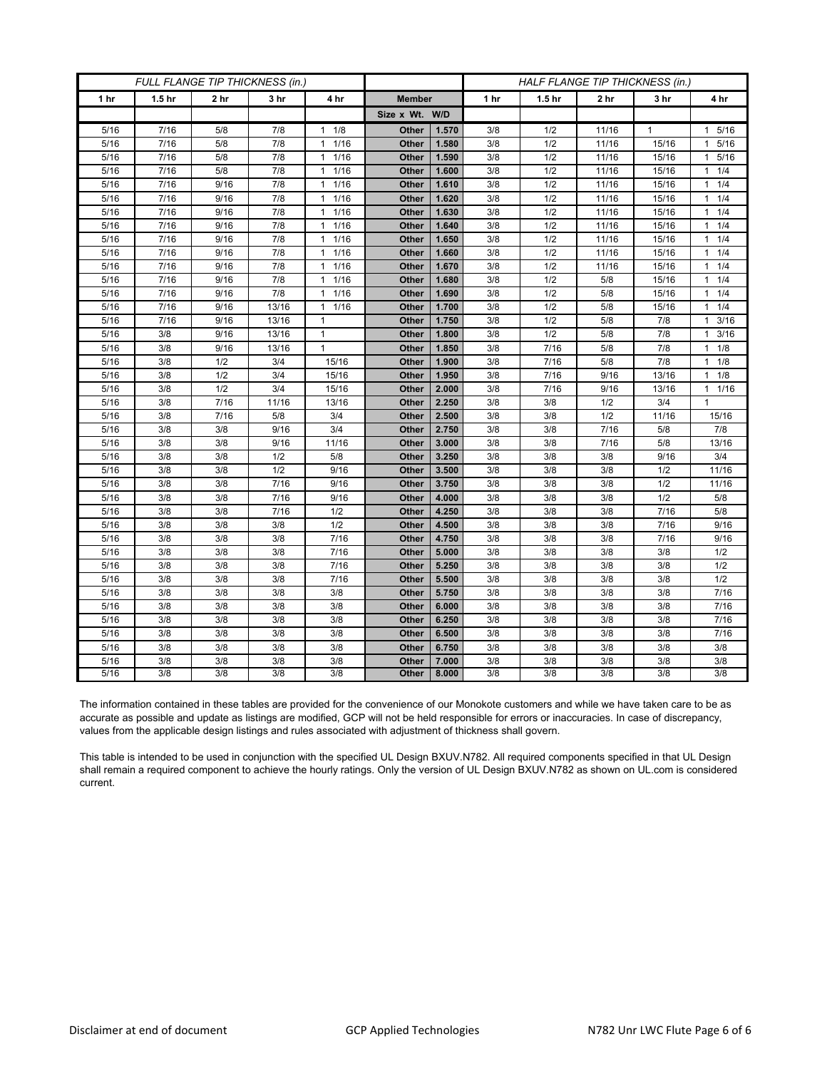| FULL FLANGE TIP THICKNESS (in.) | | | | | | | HALF FLANGE TIP THICKNESS (in.) | | | | |
|---|---|---|---|---|---|---|---|---|---|---|---|
| 1 hr | 1.5 hr | 2 hr | 3 hr | 4 hr | Member | | 1 hr | 1.5 hr | 2 hr | 3 hr | 4 hr |
| | | | | | Size x Wt. | W/D | | | | | |
| 5/16 | 7/16 | 5/8 | 7/8 | 1 1/8 | Other | 1.570 | 3/8 | 1/2 | 11/16 | 1 | 1 5/16 |
| 5/16 | 7/16 | 5/8 | 7/8 | 1 1/16 | Other | 1.580 | 3/8 | 1/2 | 11/16 | 15/16 | 1 5/16 |
| 5/16 | 7/16 | 5/8 | 7/8 | 1 1/16 | Other | 1.590 | 3/8 | 1/2 | 11/16 | 15/16 | 1 5/16 |
| 5/16 | 7/16 | 5/8 | 7/8 | 1 1/16 | Other | 1.600 | 3/8 | 1/2 | 11/16 | 15/16 | 1 1/4 |
| 5/16 | 7/16 | 9/16 | 7/8 | 1 1/16 | Other | 1.610 | 3/8 | 1/2 | 11/16 | 15/16 | 1 1/4 |
| 5/16 | 7/16 | 9/16 | 7/8 | 1 1/16 | Other | 1.620 | 3/8 | 1/2 | 11/16 | 15/16 | 1 1/4 |
| 5/16 | 7/16 | 9/16 | 7/8 | 1 1/16 | Other | 1.630 | 3/8 | 1/2 | 11/16 | 15/16 | 1 1/4 |
| 5/16 | 7/16 | 9/16 | 7/8 | 1 1/16 | Other | 1.640 | 3/8 | 1/2 | 11/16 | 15/16 | 1 1/4 |
| 5/16 | 7/16 | 9/16 | 7/8 | 1 1/16 | Other | 1.650 | 3/8 | 1/2 | 11/16 | 15/16 | 1 1/4 |
| 5/16 | 7/16 | 9/16 | 7/8 | 1 1/16 | Other | 1.660 | 3/8 | 1/2 | 11/16 | 15/16 | 1 1/4 |
| 5/16 | 7/16 | 9/16 | 7/8 | 1 1/16 | Other | 1.670 | 3/8 | 1/2 | 11/16 | 15/16 | 1 1/4 |
| 5/16 | 7/16 | 9/16 | 7/8 | 1 1/16 | Other | 1.680 | 3/8 | 1/2 | 5/8 | 15/16 | 1 1/4 |
| 5/16 | 7/16 | 9/16 | 7/8 | 1 1/16 | Other | 1.690 | 3/8 | 1/2 | 5/8 | 15/16 | 1 1/4 |
| 5/16 | 7/16 | 9/16 | 13/16 | 1 1/16 | Other | 1.700 | 3/8 | 1/2 | 5/8 | 15/16 | 1 1/4 |
| 5/16 | 7/16 | 9/16 | 13/16 | 1 | Other | 1.750 | 3/8 | 1/2 | 5/8 | 7/8 | 1 3/16 |
| 5/16 | 3/8 | 9/16 | 13/16 | 1 | Other | 1.800 | 3/8 | 1/2 | 5/8 | 7/8 | 1 3/16 |
| 5/16 | 3/8 | 9/16 | 13/16 | 1 | Other | 1.850 | 3/8 | 7/16 | 5/8 | 7/8 | 1 1/8 |
| 5/16 | 3/8 | 1/2 | 3/4 | 15/16 | Other | 1.900 | 3/8 | 7/16 | 5/8 | 7/8 | 1 1/8 |
| 5/16 | 3/8 | 1/2 | 3/4 | 15/16 | Other | 1.950 | 3/8 | 7/16 | 9/16 | 13/16 | 1 1/8 |
| 5/16 | 3/8 | 1/2 | 3/4 | 15/16 | Other | 2.000 | 3/8 | 7/16 | 9/16 | 13/16 | 1 1/16 |
| 5/16 | 3/8 | 7/16 | 11/16 | 13/16 | Other | 2.250 | 3/8 | 3/8 | 1/2 | 3/4 | 1 |
| 5/16 | 3/8 | 7/16 | 5/8 | 3/4 | Other | 2.500 | 3/8 | 3/8 | 1/2 | 11/16 | 15/16 |
| 5/16 | 3/8 | 3/8 | 9/16 | 3/4 | Other | 2.750 | 3/8 | 3/8 | 7/16 | 5/8 | 7/8 |
| 5/16 | 3/8 | 3/8 | 9/16 | 11/16 | Other | 3.000 | 3/8 | 3/8 | 7/16 | 5/8 | 13/16 |
| 5/16 | 3/8 | 3/8 | 1/2 | 5/8 | Other | 3.250 | 3/8 | 3/8 | 3/8 | 9/16 | 3/4 |
| 5/16 | 3/8 | 3/8 | 1/2 | 9/16 | Other | 3.500 | 3/8 | 3/8 | 3/8 | 1/2 | 11/16 |
| 5/16 | 3/8 | 3/8 | 7/16 | 9/16 | Other | 3.750 | 3/8 | 3/8 | 3/8 | 1/2 | 11/16 |
| 5/16 | 3/8 | 3/8 | 7/16 | 9/16 | Other | 4.000 | 3/8 | 3/8 | 3/8 | 1/2 | 5/8 |
| 5/16 | 3/8 | 3/8 | 7/16 | 1/2 | Other | 4.250 | 3/8 | 3/8 | 3/8 | 7/16 | 5/8 |
| 5/16 | 3/8 | 3/8 | 3/8 | 1/2 | Other | 4.500 | 3/8 | 3/8 | 3/8 | 7/16 | 9/16 |
| 5/16 | 3/8 | 3/8 | 3/8 | 7/16 | Other | 4.750 | 3/8 | 3/8 | 3/8 | 7/16 | 9/16 |
| 5/16 | 3/8 | 3/8 | 3/8 | 7/16 | Other | 5.000 | 3/8 | 3/8 | 3/8 | 3/8 | 1/2 |
| 5/16 | 3/8 | 3/8 | 3/8 | 7/16 | Other | 5.250 | 3/8 | 3/8 | 3/8 | 3/8 | 1/2 |
| 5/16 | 3/8 | 3/8 | 3/8 | 7/16 | Other | 5.500 | 3/8 | 3/8 | 3/8 | 3/8 | 1/2 |
| 5/16 | 3/8 | 3/8 | 3/8 | 3/8 | Other | 5.750 | 3/8 | 3/8 | 3/8 | 3/8 | 7/16 |
| 5/16 | 3/8 | 3/8 | 3/8 | 3/8 | Other | 6.000 | 3/8 | 3/8 | 3/8 | 3/8 | 7/16 |
| 5/16 | 3/8 | 3/8 | 3/8 | 3/8 | Other | 6.250 | 3/8 | 3/8 | 3/8 | 3/8 | 7/16 |
| 5/16 | 3/8 | 3/8 | 3/8 | 3/8 | Other | 6.500 | 3/8 | 3/8 | 3/8 | 3/8 | 7/16 |
| 5/16 | 3/8 | 3/8 | 3/8 | 3/8 | Other | 6.750 | 3/8 | 3/8 | 3/8 | 3/8 | 3/8 |
| 5/16 | 3/8 | 3/8 | 3/8 | 3/8 | Other | 7.000 | 3/8 | 3/8 | 3/8 | 3/8 | 3/8 |
| 5/16 | 3/8 | 3/8 | 3/8 | 3/8 | Other | 8.000 | 3/8 | 3/8 | 3/8 | 3/8 | 3/8 |

The information contained in these tables are provided for the convenience of our Monokote customers and while we have taken care to be as accurate as possible and update as listings are modified, GCP will not be held responsible for errors or inaccuracies. In case of discrepancy, values from the applicable design listings and rules associated with adjustment of thickness shall govern.

This table is intended to be used in conjunction with the specified UL Design BXUV.N782. All required components specified in that UL Design shall remain a required component to achieve the hourly ratings. Only the version of UL Design BXUV.N782 as shown on UL.com is considered current.